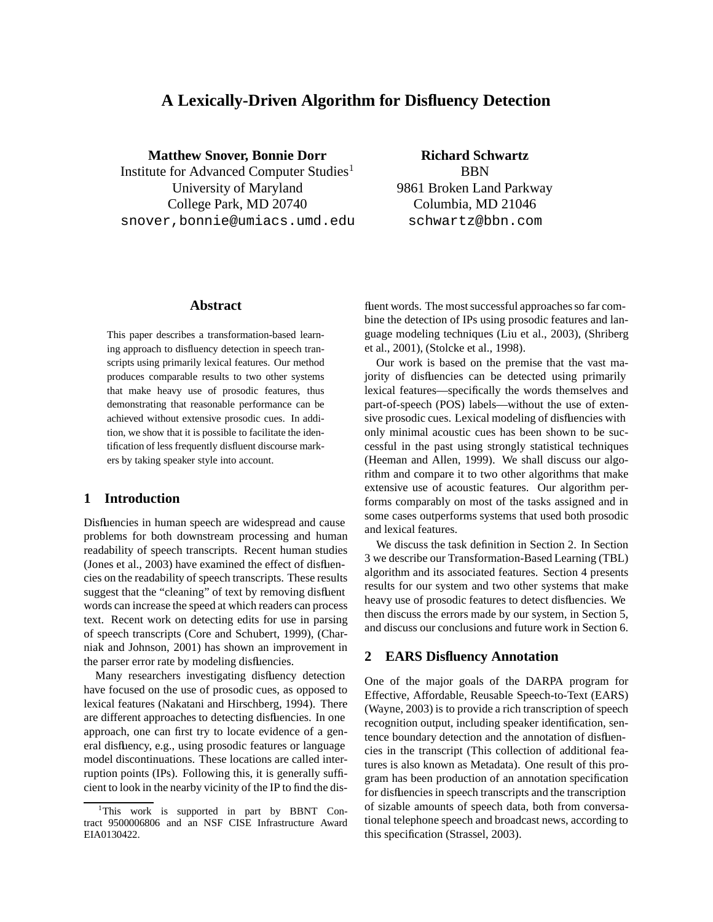# A Lexically-Driven Algorithm for Disfluency Detection

**Matthew Snover, Bonnie Dorr**
Institute for Advanced Computer Studies[1]
University of Maryland
College Park, MD 20740
snover,bonnie@umiacs.umd.edu

**Richard Schwartz**
BBN
9861 Broken Land Parkway
Columbia, MD 21046
schwartz@bbn.com

## Abstract

This paper describes a transformation-based learning approach to disfluency detection in speech transcripts using primarily lexical features. Our method produces comparable results to two other systems that make heavy use of prosodic features, thus demonstrating that reasonable performance can be achieved without extensive prosodic cues. In addition, we show that it is possible to facilitate the identification of less frequently disfluent discourse markers by taking speaker style into account.

## 1 Introduction

Disfluencies in human speech are widespread and cause problems for both downstream processing and human readability of speech transcripts. Recent human studies (Jones et al., 2003) have examined the effect of disfluencies on the readability of speech transcripts. These results suggest that the "cleaning" of text by removing disfluent words can increase the speed at which readers can process text. Recent work on detecting edits for use in parsing of speech transcripts (Core and Schubert, 1999), (Charniak and Johnson, 2001) has shown an improvement in the parser error rate by modeling disfluencies.

Many researchers investigating disfluency detection have focused on the use of prosodic cues, as opposed to lexical features (Nakatani and Hirschberg, 1994). There are different approaches to detecting disfluencies. In one approach, one can first try to locate evidence of a general disfluency, e.g., using prosodic features or language model discontinuations. These locations are called interruption points (IPs). Following this, it is generally sufficient to look in the nearby vicinity of the IP to find the disfluent words. The most successful approaches so far combine the detection of IPs using prosodic features and language modeling techniques (Liu et al., 2003), (Shriberg et al., 2001), (Stolcke et al., 1998).

Our work is based on the premise that the vast majority of disfluencies can be detected using primarily lexical features—specifically the words themselves and part-of-speech (POS) labels—without the use of extensive prosodic cues. Lexical modeling of disfluencies with only minimal acoustic cues has been shown to be successful in the past using strongly statistical techniques (Heeman and Allen, 1999). We shall discuss our algorithm and compare it to two other algorithms that make extensive use of acoustic features. Our algorithm performs comparably on most of the tasks assigned and in some cases outperforms systems that used both prosodic and lexical features.

We discuss the task definition in Section 2. In Section 3 we describe our Transformation-Based Learning (TBL) algorithm and its associated features. Section 4 presents results for our system and two other systems that make heavy use of prosodic features to detect disfluencies. We then discuss the errors made by our system, in Section 5, and discuss our conclusions and future work in Section 6.

## 2 EARS Disfluency Annotation

One of the major goals of the DARPA program for Effective, Affordable, Reusable Speech-to-Text (EARS) (Wayne, 2003) is to provide a rich transcription of speech recognition output, including speaker identification, sentence boundary detection and the annotation of disfluencies in the transcript (This collection of additional features is also known as Metadata). One result of this program has been production of an annotation specification for disfluencies in speech transcripts and the transcription of sizable amounts of speech data, both from conversational telephone speech and broadcast news, according to this specification (Strassel, 2003).

[1]This work is supported in part by BBNT Contract 9500006806 and an NSF CISE Infrastructure Award EIA0130422.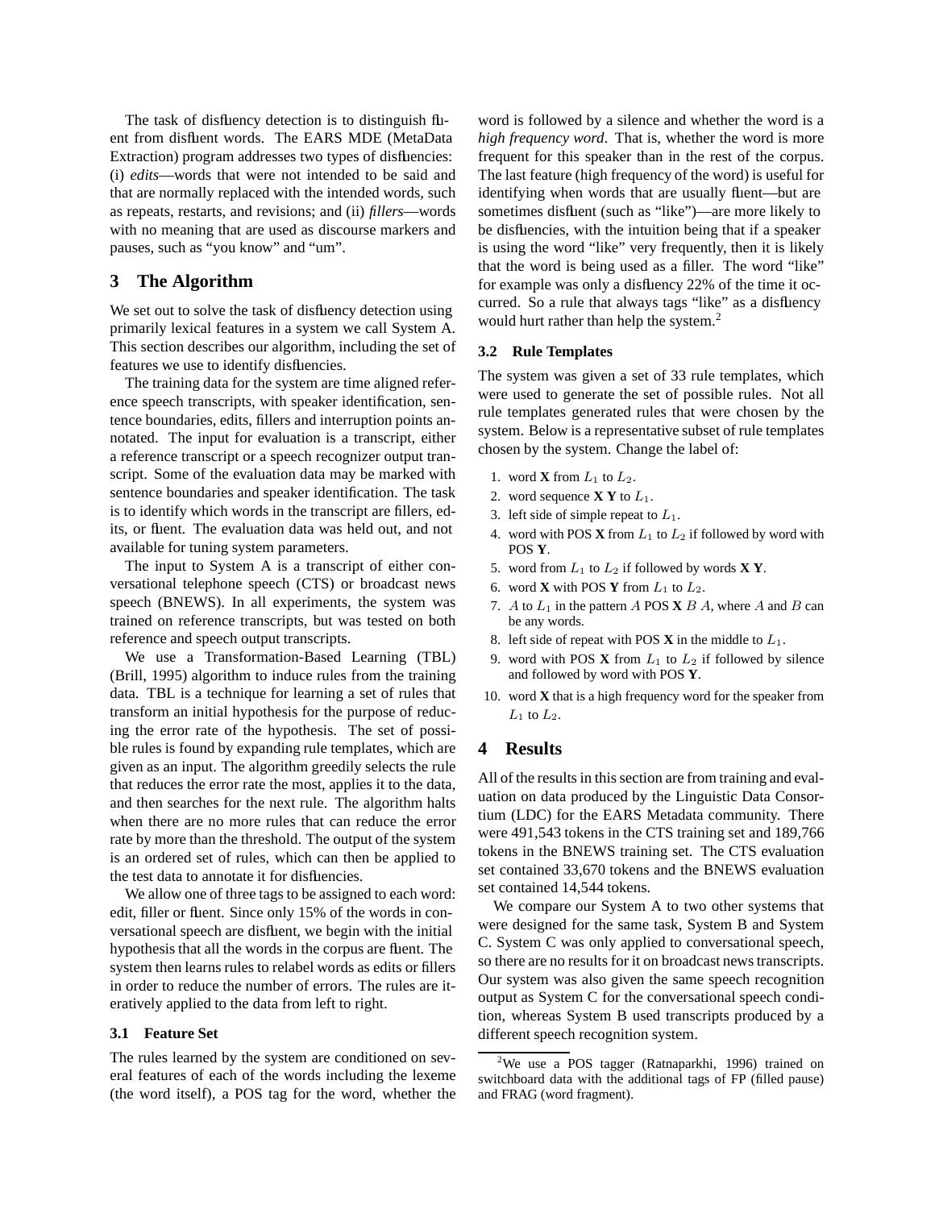The task of disfluency detection is to distinguish fluent from disfluent words. The EARS MDE (MetaData Extraction) program addresses two types of disfluencies: (i) *edits*—words that were not intended to be said and that are normally replaced with the intended words, such as repeats, restarts, and revisions; and (ii) *fillers*—words with no meaning that are used as discourse markers and pauses, such as "you know" and "um".

## 3 The Algorithm

We set out to solve the task of disfluency detection using primarily lexical features in a system we call System A. This section describes our algorithm, including the set of features we use to identify disfluencies.

The training data for the system are time aligned reference speech transcripts, with speaker identification, sentence boundaries, edits, fillers and interruption points annotated. The input for evaluation is a transcript, either a reference transcript or a speech recognizer output transcript. Some of the evaluation data may be marked with sentence boundaries and speaker identification. The task is to identify which words in the transcript are fillers, edits, or fluent. The evaluation data was held out, and not available for tuning system parameters.

The input to System A is a transcript of either conversational telephone speech (CTS) or broadcast news speech (BNEWS). In all experiments, the system was trained on reference transcripts, but was tested on both reference and speech output transcripts.

We use a Transformation-Based Learning (TBL) (Brill, 1995) algorithm to induce rules from the training data. TBL is a technique for learning a set of rules that transform an initial hypothesis for the purpose of reducing the error rate of the hypothesis. The set of possible rules is found by expanding rule templates, which are given as an input. The algorithm greedily selects the rule that reduces the error rate the most, applies it to the data, and then searches for the next rule. The algorithm halts when there are no more rules that can reduce the error rate by more than the threshold. The output of the system is an ordered set of rules, which can then be applied to the test data to annotate it for disfluencies.

We allow one of three tags to be assigned to each word: edit, filler or fluent. Since only 15% of the words in conversational speech are disfluent, we begin with the initial hypothesis that all the words in the corpus are fluent. The system then learns rules to relabel words as edits or fillers in order to reduce the number of errors. The rules are iteratively applied to the data from left to right.

### 3.1 Feature Set

The rules learned by the system are conditioned on several features of each of the words including the lexeme (the word itself), a POS tag for the word, whether the word is followed by a silence and whether the word is a *high frequency word*. That is, whether the word is more frequent for this speaker than in the rest of the corpus. The last feature (high frequency of the word) is useful for identifying when words that are usually fluent—but are sometimes disfluent (such as "like")—are more likely to be disfluencies, with the intuition being that if a speaker is using the word "like" very frequently, then it is likely that the word is being used as a filler. The word "like" for example was only a disfluency 22% of the time it occurred. So a rule that always tags "like" as a disfluency would hurt rather than help the system.[2]

### 3.2 Rule Templates

The system was given a set of 33 rule templates, which were used to generate the set of possible rules. Not all rule templates generated rules that were chosen by the system. Below is a representative subset of rule templates chosen by the system. Change the label of:

1. word **X** from $L_1$ to $L_2$.
2. word sequence **X Y** to $L_1$.
3. left side of simple repeat to $L_1$.
4. word with POS **X** from $L_1$ to $L_2$ if followed by word with POS **Y**.
5. word from $L_1$ to $L_2$ if followed by words **X Y**.
6. word **X** with POS **Y** from $L_1$ to $L_2$.
7. $A$ to $L_1$ in the pattern $A$ POS **X** $B$ $A$, where $A$ and $B$ can be any words.
8. left side of repeat with POS **X** in the middle to $L_1$.
9. word with POS **X** from $L_1$ to $L_2$ if followed by silence and followed by word with POS **Y**.
10. word **X** that is a high frequency word for the speaker from $L_1$ to $L_2$.

## 4 Results

All of the results in this section are from training and evaluation on data produced by the Linguistic Data Consortium (LDC) for the EARS Metadata community. There were 491,543 tokens in the CTS training set and 189,766 tokens in the BNEWS training set. The CTS evaluation set contained 33,670 tokens and the BNEWS evaluation set contained 14,544 tokens.

We compare our System A to two other systems that were designed for the same task, System B and System C. System C was only applied to conversational speech, so there are no results for it on broadcast news transcripts. Our system was also given the same speech recognition output as System C for the conversational speech condition, whereas System B used transcripts produced by a different speech recognition system.

[2] We use a POS tagger (Ratnaparkhi, 1996) trained on switchboard data with the additional tags of FP (filled pause) and FRAG (word fragment).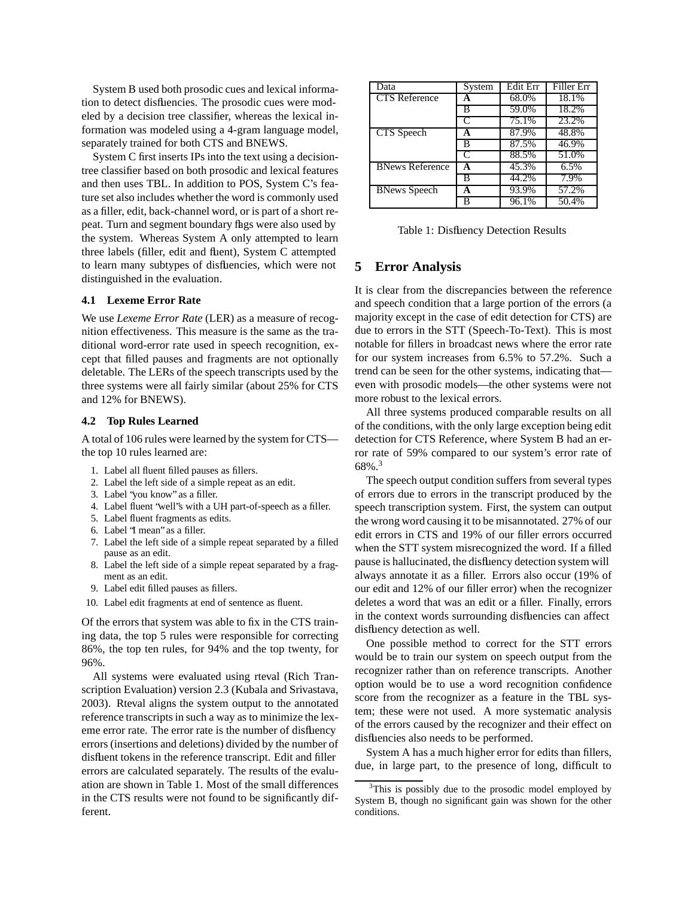System B used both prosodic cues and lexical information to detect disfluencies. The prosodic cues were modeled by a decision tree classifier, whereas the lexical information was modeled using a 4-gram language model, separately trained for both CTS and BNEWS.

System C first inserts IPs into the text using a decision-tree classifier based on both prosodic and lexical features and then uses TBL. In addition to POS, System C's feature set also includes whether the word is commonly used as a filler, edit, back-channel word, or is part of a short repeat. Turn and segment boundary flags were also used by the system. Whereas System A only attempted to learn three labels (filler, edit and fluent), System C attempted to learn many subtypes of disfluencies, which were not distinguished in the evaluation.

### 4.1 Lexeme Error Rate

We use *Lexeme Error Rate* (LER) as a measure of recognition effectiveness. This measure is the same as the traditional word-error rate used in speech recognition, except that filled pauses and fragments are not optionally deletable. The LERs of the speech transcripts used by the three systems were all fairly similar (about 25% for CTS and 12% for BNEWS).

### 4.2 Top Rules Learned

A total of 106 rules were learned by the system for CTS—the top 10 rules learned are:

1. Label all fluent filled pauses as fillers.
2. Label the left side of a simple repeat as an edit.
3. Label "you know" as a filler.
4. Label fluent "well"s with a UH part-of-speech as a filler.
5. Label fluent fragments as edits.
6. Label "I mean" as a filler.
7. Label the left side of a simple repeat separated by a filled pause as an edit.
8. Label the left side of a simple repeat separated by a fragment as an edit.
9. Label edit filled pauses as fillers.
10. Label edit fragments at end of sentence as fluent.

Of the errors that system was able to fix in the CTS training data, the top 5 rules were responsible for correcting 86%, the top ten rules, for 94% and the top twenty, for 96%.

All systems were evaluated using rteval (Rich Transcription Evaluation) version 2.3 (Kubala and Srivastava, 2003). Rteval aligns the system output to the annotated reference transcripts in such a way as to minimize the lexeme error rate. The error rate is the number of disfluency errors (insertions and deletions) divided by the number of disfluent tokens in the reference transcript. Edit and filler errors are calculated separately. The results of the evaluation are shown in Table 1. Most of the small differences in the CTS results were not found to be significantly different.

| Data | System | Edit Err | Filler Err |
|---|---|---|---|
| CTS Reference | **A** | 68.0% | 18.1% |
| | B | 59.0% | 18.2% |
| | C | 75.1% | 23.2% |
| CTS Speech | **A** | 87.9% | 48.8% |
| | B | 87.5% | 46.9% |
| | C | 88.5% | 51.0% |
| BNews Reference | **A** | 45.3% | 6.5% |
| | B | 44.2% | 7.9% |
| BNews Speech | **A** | 93.9% | 57.2% |
| | B | 96.1% | 50.4% |

Table 1: Disfluency Detection Results

## 5 Error Analysis

It is clear from the discrepancies between the reference and speech condition that a large portion of the errors (a majority except in the case of edit detection for CTS) are due to errors in the STT (Speech-To-Text). This is most notable for fillers in broadcast news where the error rate for our system increases from 6.5% to 57.2%. Such a trend can be seen for the other systems, indicating that—even with prosodic models—the other systems were not more robust to the lexical errors.

All three systems produced comparable results on all of the conditions, with the only large exception being edit detection for CTS Reference, where System B had an error rate of 59% compared to our system's error rate of 68%.[3]

The speech output condition suffers from several types of errors due to errors in the transcript produced by the speech transcription system. First, the system can output the wrong word causing it to be misannotated. 27% of our edit errors in CTS and 19% of our filler errors occurred when the STT system misrecognized the word. If a filled pause is hallucinated, the disfluency detection system will always annotate it as a filler. Errors also occur (19% of our edit and 12% of our filler error) when the recognizer deletes a word that was an edit or a filler. Finally, errors in the context words surrounding disfluencies can affect disfluency detection as well.

One possible method to correct for the STT errors would be to train our system on speech output from the recognizer rather than on reference transcripts. Another option would be to use a word recognition confidence score from the recognizer as a feature in the TBL system; these were not used. A more systematic analysis of the errors caused by the recognizer and their effect on disfluencies also needs to be performed.

System A has a much higher error for edits than fillers, due, in large part, to the presence of long, difficult to

[3]This is possibly due to the prosodic model employed by System B, though no significant gain was shown for the other conditions.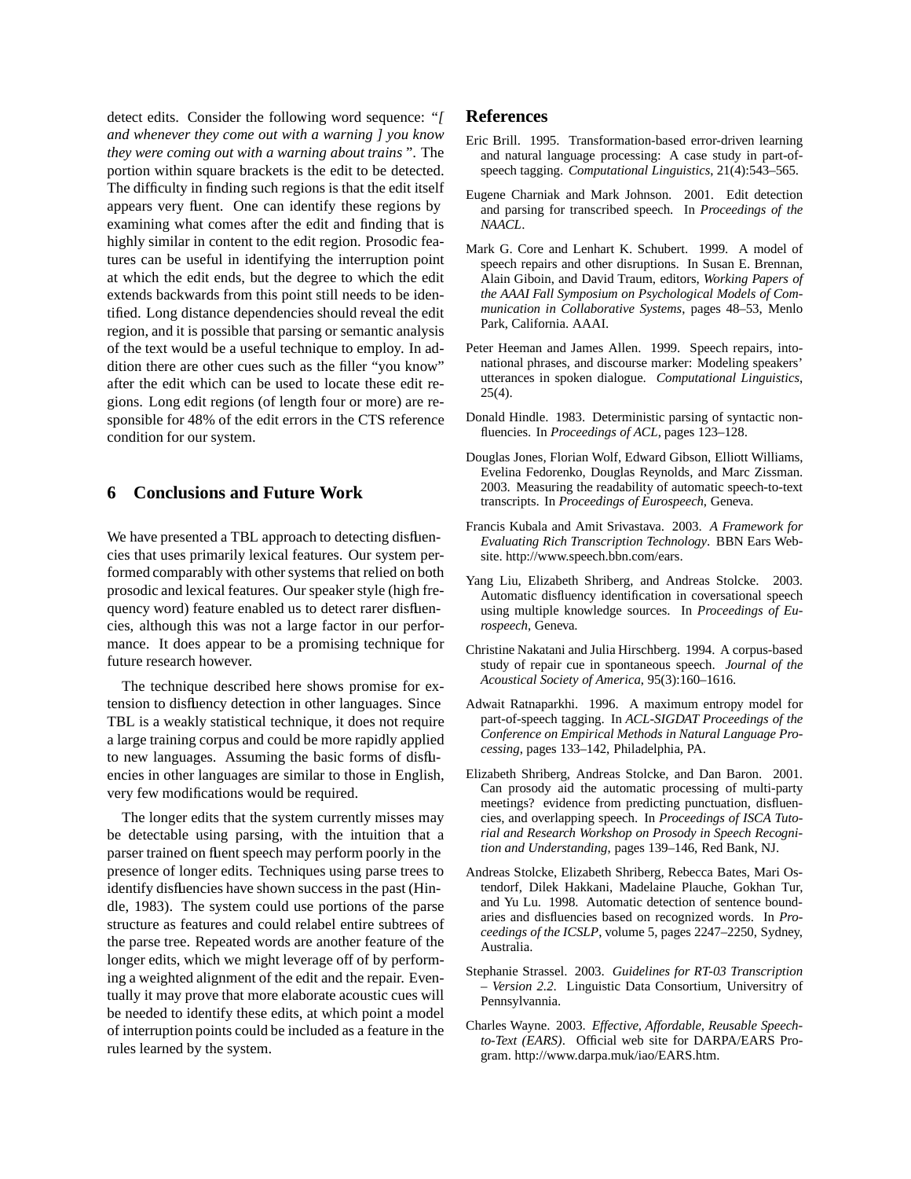detect edits. Consider the following word sequence: *"[ and whenever they come out with a warning ] you know they were coming out with a warning about trains "*. The portion within square brackets is the edit to be detected. The difficulty in finding such regions is that the edit itself appears very fluent. One can identify these regions by examining what comes after the edit and finding that is highly similar in content to the edit region. Prosodic features can be useful in identifying the interruption point at which the edit ends, but the degree to which the edit extends backwards from this point still needs to be identified. Long distance dependencies should reveal the edit region, and it is possible that parsing or semantic analysis of the text would be a useful technique to employ. In addition there are other cues such as the filler "you know" after the edit which can be used to locate these edit regions. Long edit regions (of length four or more) are responsible for 48% of the edit errors in the CTS reference condition for our system.

## 6 Conclusions and Future Work

We have presented a TBL approach to detecting disfluencies that uses primarily lexical features. Our system performed comparably with other systems that relied on both prosodic and lexical features. Our speaker style (high frequency word) feature enabled us to detect rarer disfluencies, although this was not a large factor in our performance. It does appear to be a promising technique for future research however.

The technique described here shows promise for extension to disfluency detection in other languages. Since TBL is a weakly statistical technique, it does not require a large training corpus and could be more rapidly applied to new languages. Assuming the basic forms of disfluencies in other languages are similar to those in English, very few modifications would be required.

The longer edits that the system currently misses may be detectable using parsing, with the intuition that a parser trained on fluent speech may perform poorly in the presence of longer edits. Techniques using parse trees to identify disfluencies have shown success in the past (Hindle, 1983). The system could use portions of the parse structure as features and could relabel entire subtrees of the parse tree. Repeated words are another feature of the longer edits, which we might leverage off of by performing a weighted alignment of the edit and the repair. Eventually it may prove that more elaborate acoustic cues will be needed to identify these edits, at which point a model of interruption points could be included as a feature in the rules learned by the system.

## References

Eric Brill. 1995. Transformation-based error-driven learning and natural language processing: A case study in part-of-speech tagging. *Computational Linguistics*, 21(4):543–565.

Eugene Charniak and Mark Johnson. 2001. Edit detection and parsing for transcribed speech. In *Proceedings of the NAACL*.

Mark G. Core and Lenhart K. Schubert. 1999. A model of speech repairs and other disruptions. In Susan E. Brennan, Alain Giboin, and David Traum, editors, *Working Papers of the AAAI Fall Symposium on Psychological Models of Communication in Collaborative Systems*, pages 48–53, Menlo Park, California. AAAI.

Peter Heeman and James Allen. 1999. Speech repairs, intonational phrases, and discourse marker: Modeling speakers' utterances in spoken dialogue. *Computational Linguistics*, 25(4).

Donald Hindle. 1983. Deterministic parsing of syntactic nonfluencies. In *Proceedings of ACL*, pages 123–128.

Douglas Jones, Florian Wolf, Edward Gibson, Elliott Williams, Evelina Fedorenko, Douglas Reynolds, and Marc Zissman. 2003. Measuring the readability of automatic speech-to-text transcripts. In *Proceedings of Eurospeech*, Geneva.

Francis Kubala and Amit Srivastava. 2003. *A Framework for Evaluating Rich Transcription Technology*. BBN Ears Website. http://www.speech.bbn.com/ears.

Yang Liu, Elizabeth Shriberg, and Andreas Stolcke. 2003. Automatic disfluency identification in coversational speech using multiple knowledge sources. In *Proceedings of Eurospeech*, Geneva.

Christine Nakatani and Julia Hirschberg. 1994. A corpus-based study of repair cue in spontaneous speech. *Journal of the Acoustical Society of America*, 95(3):160–1616.

Adwait Ratnaparkhi. 1996. A maximum entropy model for part-of-speech tagging. In *ACL-SIGDAT Proceedings of the Conference on Empirical Methods in Natural Language Processing*, pages 133–142, Philadelphia, PA.

Elizabeth Shriberg, Andreas Stolcke, and Dan Baron. 2001. Can prosody aid the automatic processing of multi-party meetings? evidence from predicting punctuation, disfluencies, and overlapping speech. In *Proceedings of ISCA Tutorial and Research Workshop on Prosody in Speech Recognition and Understanding*, pages 139–146, Red Bank, NJ.

Andreas Stolcke, Elizabeth Shriberg, Rebecca Bates, Mari Ostendorf, Dilek Hakkani, Madelaine Plauche, Gokhan Tur, and Yu Lu. 1998. Automatic detection of sentence boundaries and disfluencies based on recognized words. In *Proceedings of the ICSLP*, volume 5, pages 2247–2250, Sydney, Australia.

Stephanie Strassel. 2003. *Guidelines for RT-03 Transcription – Version 2.2*. Linguistic Data Consortium, Universitry of Pennsylvannia.

Charles Wayne. 2003. *Effective, Affordable, Reusable Speech-to-Text (EARS)*. Official web site for DARPA/EARS Program. http://www.darpa.muk/iao/EARS.htm.